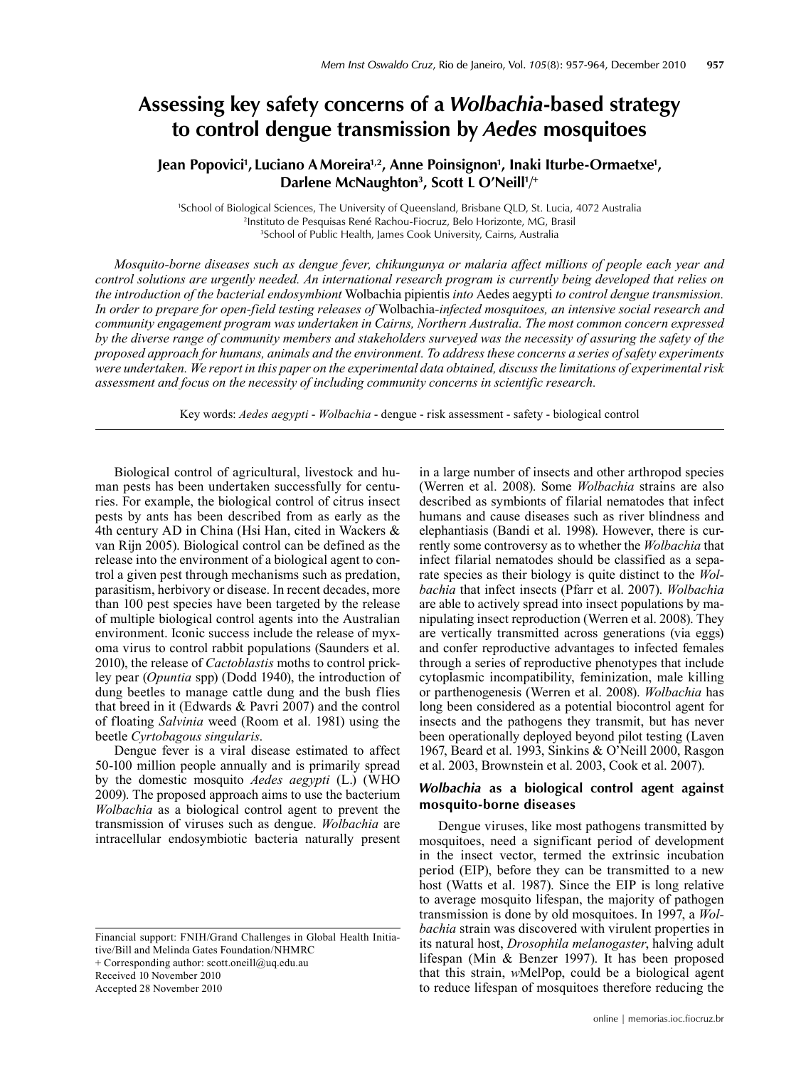# Assessing key safety concerns of a *Wolbachia*-based strategy to control dengue transmission by *Aedes* mosquitoes

**Jean Popovici[1], Luciano A Moreira[1,2], Anne Poinsignon[1], Inaki Iturbe-Ormaetxe[1], Darlene McNaughton[3], Scott L O'Neill[1]/+**

[1]School of Biological Sciences, The University of Queensland, Brisbane QLD, St. Lucia, 4072 Australia
[2]Instituto de Pesquisas René Rachou-Fiocruz, Belo Horizonte, MG, Brasil
[3]School of Public Health, James Cook University, Cairns, Australia

*Mosquito-borne diseases such as dengue fever, chikungunya or malaria affect millions of people each year and control solutions are urgently needed. An international research program is currently being developed that relies on the introduction of the bacterial endosymbiont* Wolbachia pipientis *into* Aedes aegypti *to control dengue transmission. In order to prepare for open-field testing releases of* Wolbachia*-infected mosquitoes, an intensive social research and community engagement program was undertaken in Cairns, Northern Australia. The most common concern expressed by the diverse range of community members and stakeholders surveyed was the necessity of assuring the safety of the proposed approach for humans, animals and the environment. To address these concerns a series of safety experiments were undertaken. We report in this paper on the experimental data obtained, discuss the limitations of experimental risk assessment and focus on the necessity of including community concerns in scientific research.*

Key words: *Aedes aegypti* - *Wolbachia* - dengue - risk assessment - safety - biological control

Biological control of agricultural, livestock and human pests has been undertaken successfully for centuries. For example, the biological control of citrus insect pests by ants has been described from as early as the 4th century AD in China (Hsi Han, cited in Wackers & van Rijn 2005). Biological control can be defined as the release into the environment of a biological agent to control a given pest through mechanisms such as predation, parasitism, herbivory or disease. In recent decades, more than 100 pest species have been targeted by the release of multiple biological control agents into the Australian environment. Iconic success include the release of myxoma virus to control rabbit populations (Saunders et al. 2010), the release of *Cactoblastis* moths to control prickley pear (*Opuntia* spp) (Dodd 1940), the introduction of dung beetles to manage cattle dung and the bush flies that breed in it (Edwards & Pavri 2007) and the control of floating *Salvinia* weed (Room et al. 1981) using the beetle *Cyrtobagous singularis*.

Dengue fever is a viral disease estimated to affect 50-100 million people annually and is primarily spread by the domestic mosquito *Aedes aegypti* (L.) (WHO 2009). The proposed approach aims to use the bacterium *Wolbachia* as a biological control agent to prevent the transmission of viruses such as dengue. *Wolbachia* are intracellular endosymbiotic bacteria naturally present in a large number of insects and other arthropod species (Werren et al. 2008). Some *Wolbachia* strains are also described as symbionts of filarial nematodes that infect humans and cause diseases such as river blindness and elephantiasis (Bandi et al. 1998). However, there is currently some controversy as to whether the *Wolbachia* that infect filarial nematodes should be classified as a separate species as their biology is quite distinct to the *Wolbachia* that infect insects (Pfarr et al. 2007). *Wolbachia* are able to actively spread into insect populations by manipulating insect reproduction (Werren et al. 2008). They are vertically transmitted across generations (via eggs) and confer reproductive advantages to infected females through a series of reproductive phenotypes that include cytoplasmic incompatibility, feminization, male killing or parthenogenesis (Werren et al. 2008). *Wolbachia* has long been considered as a potential biocontrol agent for insects and the pathogens they transmit, but has never been operationally deployed beyond pilot testing (Laven 1967, Beard et al. 1993, Sinkins & O'Neill 2000, Rasgon et al. 2003, Brownstein et al. 2003, Cook et al. 2007).

## *Wolbachia* as a biological control agent against mosquito-borne diseases

Dengue viruses, like most pathogens transmitted by mosquitoes, need a significant period of development in the insect vector, termed the extrinsic incubation period (EIP), before they can be transmitted to a new host (Watts et al. 1987). Since the EIP is long relative to average mosquito lifespan, the majority of pathogen transmission is done by old mosquitoes. In 1997, a *Wolbachia* strain was discovered with virulent properties in its natural host, *Drosophila melanogaster*, halving adult lifespan (Min & Benzer 1997). It has been proposed that this strain, *w*MelPop, could be a biological agent to reduce lifespan of mosquitoes therefore reducing the

Financial support: FNIH/Grand Challenges in Global Health Initiative/Bill and Melinda Gates Foundation/NHMRC
\+ Corresponding author: scott.oneill@uq.edu.au
Received 10 November 2010
Accepted 28 November 2010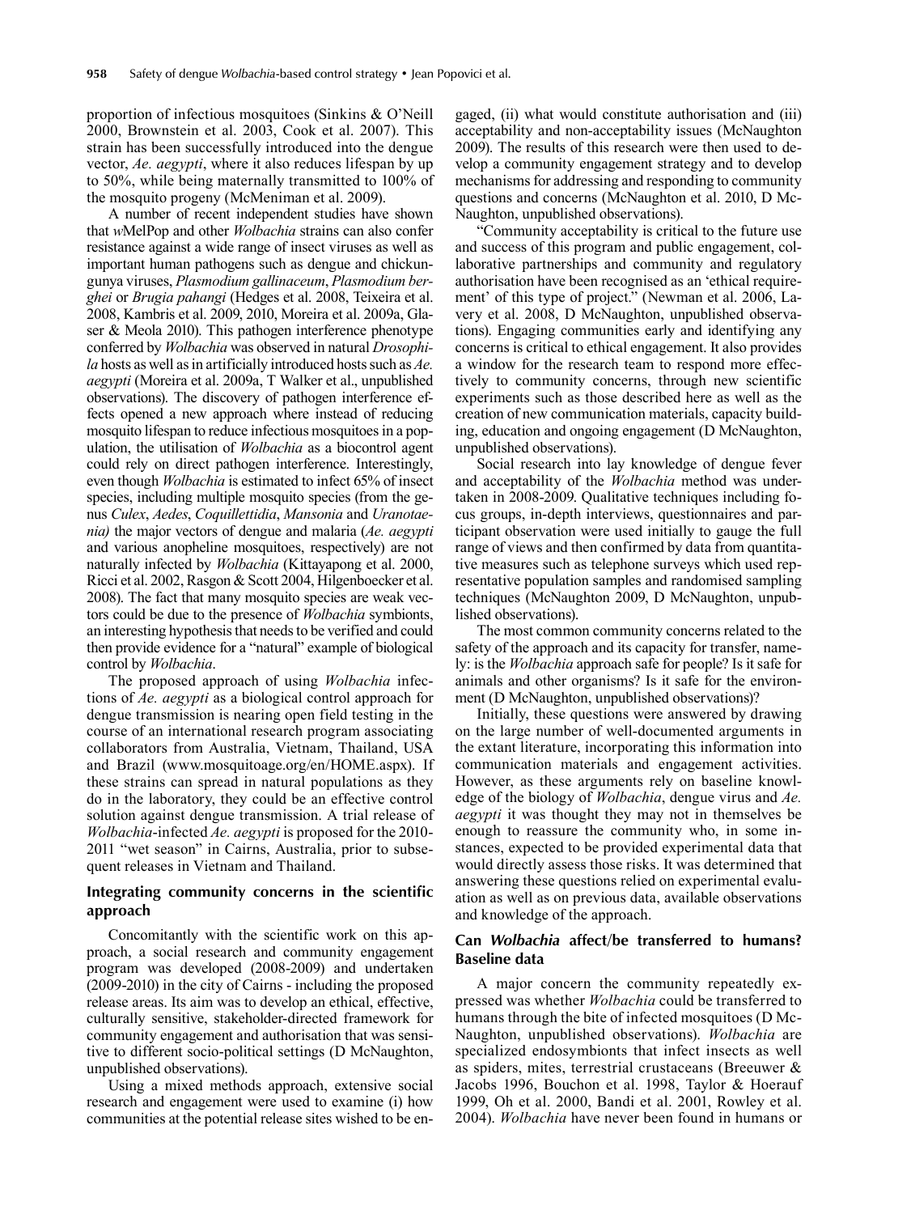proportion of infectious mosquitoes (Sinkins & O'Neill 2000, Brownstein et al. 2003, Cook et al. 2007). This strain has been successfully introduced into the dengue vector, *Ae. aegypti*, where it also reduces lifespan by up to 50%, while being maternally transmitted to 100% of the mosquito progeny (McMeniman et al. 2009).

A number of recent independent studies have shown that *w*MelPop and other *Wolbachia* strains can also confer resistance against a wide range of insect viruses as well as important human pathogens such as dengue and chickungunya viruses, *Plasmodium gallinaceum*, *Plasmodium berghei* or *Brugia pahangi* (Hedges et al. 2008, Teixeira et al. 2008, Kambris et al. 2009, 2010, Moreira et al. 2009a, Glaser & Meola 2010). This pathogen interference phenotype conferred by *Wolbachia* was observed in natural *Drosophila* hosts as well as in artificially introduced hosts such as *Ae. aegypti* (Moreira et al. 2009a, T Walker et al., unpublished observations). The discovery of pathogen interference effects opened a new approach where instead of reducing mosquito lifespan to reduce infectious mosquitoes in a population, the utilisation of *Wolbachia* as a biocontrol agent could rely on direct pathogen interference. Interestingly, even though *Wolbachia* is estimated to infect 65% of insect species, including multiple mosquito species (from the genus *Culex*, *Aedes*, *Coquillettidia*, *Mansonia* and *Uranotaenia)* the major vectors of dengue and malaria (*Ae. aegypti* and various anopheline mosquitoes, respectively) are not naturally infected by *Wolbachia* (Kittayapong et al. 2000, Ricci et al. 2002, Rasgon & Scott 2004, Hilgenboecker et al. 2008). The fact that many mosquito species are weak vectors could be due to the presence of *Wolbachia*, an interesting hypothesis that needs to be verified and could then provide evidence for a "natural" example of biological control by *Wolbachia*.

The proposed approach of using *Wolbachia* infections of *Ae. aegypti* as a biological control approach for dengue transmission is nearing open field testing in the course of an international research program associating collaborators from Australia, Vietnam, Thailand, USA and Brazil (www.mosquitoage.org/en/HOME.aspx). If these strains can spread in natural populations as they do in the laboratory, they could be an effective control solution against dengue transmission. A trial release of *Wolbachia*-infected *Ae. aegypti* is proposed for the 2010-2011 "wet season" in Cairns, Australia, prior to subsequent releases in Vietnam and Thailand.

## Integrating community concerns in the scientific approach

Concomitantly with the scientific work on this approach, a social research and community engagement program was developed (2008-2009) and undertaken (2009-2010) in the city of Cairns - including the proposed release areas. Its aim was to develop an ethical, effective, culturally sensitive, stakeholder-directed framework for community engagement and authorisation that was sensitive to different socio-political settings (D McNaughton, unpublished observations).

Using a mixed methods approach, extensive social research and engagement were used to examine (i) how communities at the potential release sites wished to be engaged, (ii) what would constitute authorisation and (iii) acceptability and non-acceptability issues (McNaughton 2009). The results of this research were then used to develop a community engagement strategy and to develop mechanisms for addressing and responding to community questions and concerns (McNaughton et al. 2010, D McNaughton, unpublished observations).

"Community acceptability is critical to the future use and success of this program and public engagement, collaborative partnerships and community and regulatory authorisation have been recognised as an 'ethical requirement' of this type of project." (Newman et al. 2006, Lavery et al. 2008, D McNaughton, unpublished observations). Engaging communities early and identifying any concerns is critical to ethical engagement. It also provides a window for the research team to respond more effectively to community concerns, through new scientific experiments such as those described here as well as the creation of new communication materials, capacity building, education and ongoing engagement (D McNaughton, unpublished observations).

Social research into lay knowledge of dengue fever and acceptability of the *Wolbachia* method was undertaken in 2008-2009. Qualitative techniques including focus groups, in-depth interviews, questionnaires and participant observation were used initially to gauge the full range of views and then confirmed by data from quantitative measures such as telephone surveys which used representative population samples and randomised sampling techniques (McNaughton 2009, D McNaughton, unpublished observations).

The most common community concerns related to the safety of the approach and its capacity for transfer, namely: is the *Wolbachia* approach safe for people? Is it safe for animals and other organisms? Is it safe for the environment (D McNaughton, unpublished observations)?

Initially, these questions were answered by drawing on the large number of well-documented arguments in the extant literature, incorporating this information into communication materials and engagement activities. However, as these arguments rely on baseline knowledge of the biology of *Wolbachia*, dengue virus and *Ae. aegypti* it was thought they may not in themselves be enough to reassure the community who, in some instances, expected to be provided experimental data that would directly assess those risks. It was determined that answering these questions relied on experimental evaluation as well as on previous data, available observations and knowledge of the approach.

## Can *Wolbachia* affect/be transferred to humans? Baseline data

A major concern the community repeatedly expressed was whether *Wolbachia* could be transferred to humans through the bite of infected mosquitoes (D McNaughton, unpublished observations). *Wolbachia* are specialized endosymbionts that infect insects as well as spiders, mites, terrestrial crustaceans (Breeuwer & Jacobs 1996, Bouchon et al. 1998, Taylor & Hoerauf 1999, Oh et al. 2000, Bandi et al. 2001, Rowley et al. 2004). *Wolbachia* have never been found in humans or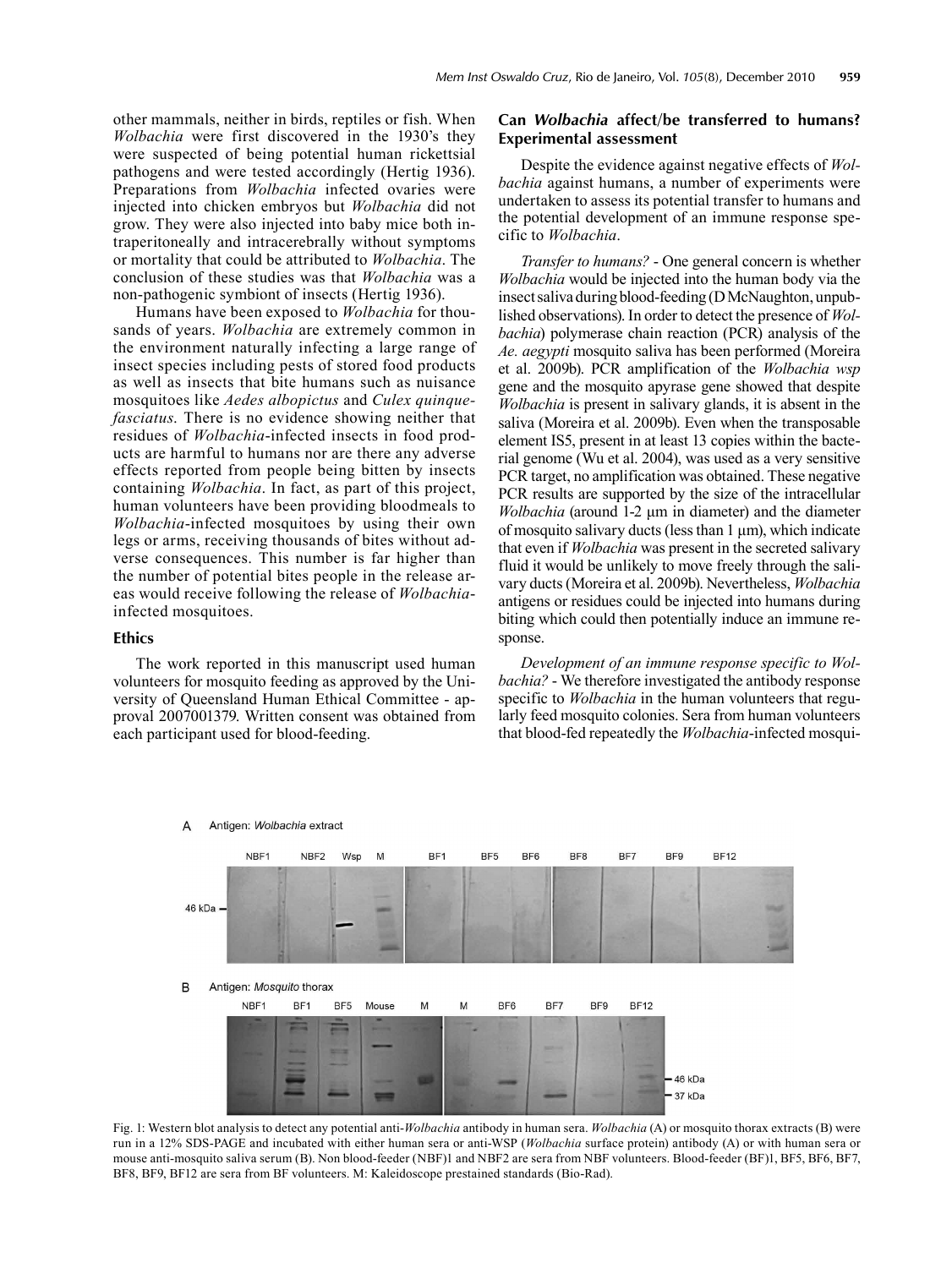other mammals, neither in birds, reptiles or fish. When *Wolbachia* were first discovered in the 1930's they were suspected of being potential human rickettsial pathogens and were tested accordingly (Hertig 1936). Preparations from *Wolbachia* infected ovaries were injected into chicken embryos but *Wolbachia* did not grow. They were also injected into baby mice both intraperitoneally and intracerebrally without symptoms or mortality that could be attributed to *Wolbachia*. The conclusion of these studies was that *Wolbachia* was a non-pathogenic symbiont of insects (Hertig 1936).

Humans have been exposed to *Wolbachia* for thousands of years. *Wolbachia* are extremely common in the environment naturally infecting a large range of insect species including pests of stored food products as well as insects that bite humans such as nuisance mosquitoes like *Aedes albopictus* and *Culex quinquefasciatus*. There is no evidence showing neither that residues of *Wolbachia*-infected insects in food products are harmful to humans nor are there any adverse effects reported from people being bitten by insects containing *Wolbachia*. In fact, as part of this project, human volunteers have been providing bloodmeals to *Wolbachia*-infected mosquitoes by using their own legs or arms, receiving thousands of bites without adverse consequences. This number is far higher than the number of potential bites people in the release areas would receive following the release of *Wolbachia*-infected mosquitoes.

## Ethics

The work reported in this manuscript used human volunteers for mosquito feeding as approved by the University of Queensland Human Ethical Committee - approval 2007001379. Written consent was obtained from each participant used for blood-feeding.

## Can *Wolbachia* affect/be transferred to humans? Experimental assessment

Despite the evidence against negative effects of *Wolbachia* against humans, a number of experiments were undertaken to assess its potential transfer to humans and the potential development of an immune response specific to *Wolbachia*.

*Transfer to humans?* - One general concern is whether *Wolbachia* would be injected into the human body via the insect saliva during blood-feeding (D McNaughton, unpublished observations). In order to detect the presence of *Wolbachia*) polymerase chain reaction (PCR) analysis of the *Ae. aegypti* mosquito saliva has been performed (Moreira et al. 2009b). PCR amplification of the *Wolbachia wsp* gene and the mosquito apyrase gene showed that despite *Wolbachia* is present in salivary glands, it is absent in the saliva (Moreira et al. 2009b). Even when the transposable element IS5, present in at least 13 copies within the bacterial genome (Wu et al. 2004), was used as a very sensitive PCR target, no amplification was obtained. These negative PCR results are supported by the size of the intracellular *Wolbachia* (around 1-2 μm in diameter) and the diameter of mosquito salivary ducts (less than 1 μm), which indicate that even if *Wolbachia* was present in the secreted salivary fluid it would be unlikely to move freely through the salivary ducts (Moreira et al. 2009b). Nevertheless, *Wolbachia* antigens or residues could be injected into humans during biting which could then potentially induce an immune response.

*Development of an immune response specific to Wolbachia?* - We therefore investigated the antibody response specific to *Wolbachia* in the human volunteers that regularly feed mosquito colonies. Sera from human volunteers that blood-fed repeatedly the *Wolbachia*-infected mosqui-

Fig. 1: Western blot analysis to detect any potential anti-*Wolbachia* antibody in human sera. *Wolbachia* (A) or mosquito thorax extracts (B) were run in a 12% SDS-PAGE and incubated with either human sera or anti-WSP (*Wolbachia* surface protein) antibody (A) or with human sera or mouse anti-mosquito saliva serum (B). Non blood-feeder (NBF)1 and NBF2 are sera from NBF volunteers. Blood-feeder (BF)1, BF5, BF6, BF7, BF8, BF9, BF12 are sera from BF volunteers. M: Kaleidoscope prestained standards (Bio-Rad).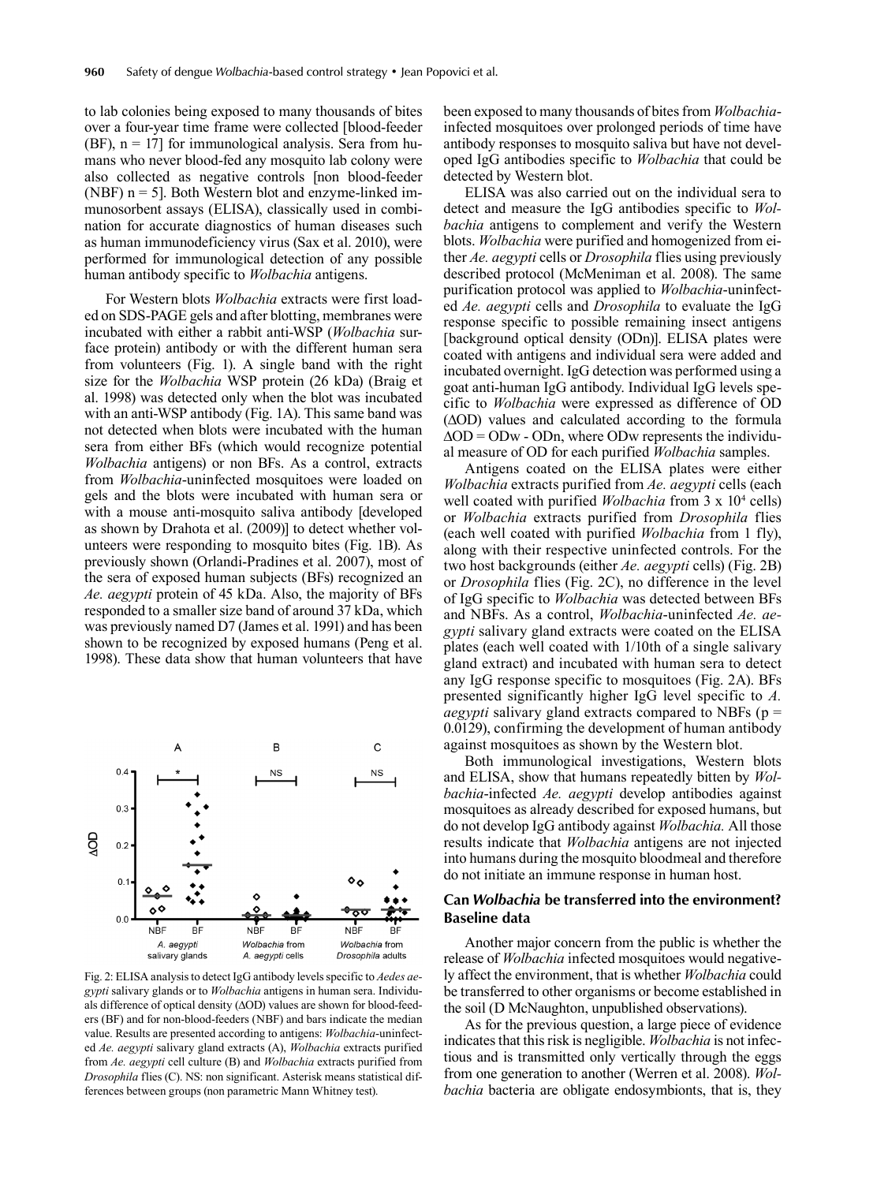to lab colonies being exposed to many thousands of bites over a four-year time frame were collected [blood-feeder (BF), n = 17] for immunological analysis. Sera from humans who never blood-fed any mosquito lab colony were also collected as negative controls [non blood-feeder (NBF) n = 5]. Both Western blot and enzyme-linked immunosorbent assays (ELISA), classically used in combination for accurate diagnostics of human diseases such as human immunodeficiency virus (Sax et al. 2010), were performed for immunological detection of any possible human antibody specific to *Wolbachia* antigens.

For Western blots *Wolbachia* extracts were first loaded on SDS-PAGE gels and after blotting, membranes were incubated with either a rabbit anti-WSP (*Wolbachia* surface protein) antibody or with the different human sera from volunteers (Fig. 1). A single band with the right size for the *Wolbachia* WSP protein (26 kDa) (Braig et al. 1998) was detected only when the blot was incubated with an anti-WSP antibody (Fig. 1A). This same band was not detected when blots were incubated with the human sera from either BFs (which would recognize potential *Wolbachia* antigens) or non BFs. As a control, extracts from *Wolbachia*-uninfected mosquitoes were loaded on gels and the blots were incubated with human sera or with a mouse anti-mosquito saliva antibody [developed as shown by Drahota et al. (2009)] to detect whether volunteers were responding to mosquito bites (Fig. 1B). As previously shown (Orlandi-Pradines et al. 2007), most of the sera of exposed human subjects (BFs) recognized an *Ae. aegypti* protein of 45 kDa. Also, the majority of BFs responded to a smaller size band of around 37 kDa, which was previously named D7 (James et al. 1991) and has been shown to be recognized by exposed humans (Peng et al. 1998). These data show that human volunteers that have been exposed to many thousands of bites from *Wolbachia*-infected mosquitoes over prolonged periods of time have antibody responses to mosquito saliva but have not developed IgG antibodies specific to *Wolbachia* that could be detected by Western blot.

Fig. 2: ELISA analysis to detect IgG antibody levels specific to *Aedes aegypti* salivary glands or to *Wolbachia* antigens in human sera. Individuals difference of optical density (ΔOD) values are shown for blood-feeders (BF) and for non-blood-feeders (NBF) and bars indicate the median value. Results are presented according to antigens: *Wolbachia*-uninfected *Ae. aegypti* salivary gland extracts (A), *Wolbachia* extracts purified from *Ae. aegypti* cell culture (B) and *Wolbachia* extracts purified from *Drosophila* flies (C). NS: non significant. Asterisk means statistical differences between groups (non parametric Mann Whitney test).

ELISA was also carried out on the individual sera to detect and measure the IgG antibodies specific to *Wolbachia* antigens to complement and verify the Western blots. *Wolbachia* were purified and homogenized from either *Ae. aegypti* cells or *Drosophila* flies using previously described protocol (McMeniman et al. 2008). The same purification protocol was applied to *Wolbachia*-uninfected *Ae. aegypti* cells and *Drosophila* to evaluate the IgG response specific to possible remaining insect antigens [background optical density (ODn)]. ELISA plates were coated with antigens and individual sera were added and incubated overnight. IgG detection was performed using a goat anti-human IgG antibody. Individual IgG levels specific to *Wolbachia* were expressed as difference of OD (ΔOD) values and calculated according to the formula $\Delta OD = ODw - ODn$, where ODw represents the individual measure of OD for each purified *Wolbachia* samples.

Antigens coated on the ELISA plates were either *Wolbachia* extracts purified from *Ae. aegypti* cells (each well coated with purified *Wolbachia* from $3 \times 10^4$ cells) or *Wolbachia* extracts purified from *Drosophila* flies (each well coated with purified *Wolbachia* from 1 fly), along with their respective uninfected controls. For the two host backgrounds (either *Ae. aegypti* cells) (Fig. 2B) or *Drosophila* flies (Fig. 2C), no difference in the level of IgG specific to *Wolbachia* was detected between BFs and NBFs. As a control, *Wolbachia*-uninfected *Ae. aegypti* salivary gland extracts were coated on the ELISA plates (each well coated with 1/10th of a single salivary gland extract) and incubated with human sera to detect any IgG response specific to mosquitoes (Fig. 2A). BFs presented significantly higher IgG level specific to *A. aegypti* salivary gland extracts compared to NBFs ($p = 0.0129$), confirming the development of human antibody against mosquitoes as shown by the Western blot.

Both immunological investigations, Western blots and ELISA, show that humans repeatedly bitten by *Wolbachia*-infected *Ae. aegypti* develop antibodies against mosquitoes as already described for exposed humans, but do not develop IgG antibody against *Wolbachia.* All those results indicate that *Wolbachia* antigens are not injected into humans during the mosquito bloodmeal and therefore do not initiate an immune response in human host.

### Can *Wolbachia* be transferred into the environment? Baseline data

Another major concern from the public is whether the release of *Wolbachia* infected mosquitoes would negatively affect the environment, that is whether *Wolbachia* could be transferred to other organisms or become established in the soil (D McNaughton, unpublished observations).

As for the previous question, a large piece of evidence indicates that this risk is negligible. *Wolbachia* is not infectious and is transmitted only vertically through the eggs from one generation to another (Werren et al. 2008). *Wolbachia* bacteria are obligate endosymbionts, that is, they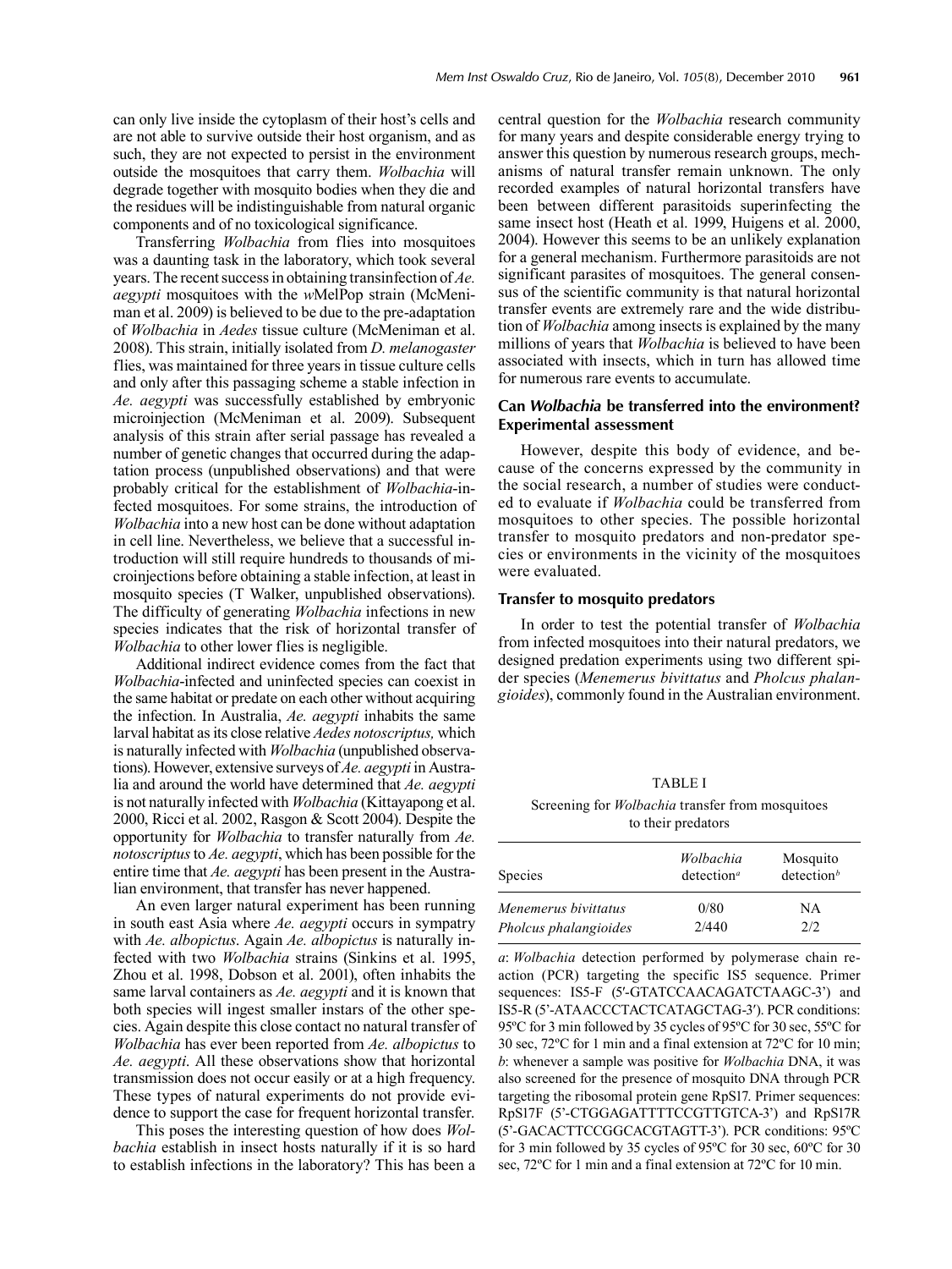can only live inside the cytoplasm of their host's cells and are not able to survive outside their host organism, and as such, they are not expected to persist in the environment outside the mosquitoes that carry them. *Wolbachia* will degrade together with mosquito bodies when they die and the residues will be indistinguishable from natural organic components and of no toxicological significance.

Transferring *Wolbachia* from flies into mosquitoes was a daunting task in the laboratory, which took several years. The recent success in obtaining transinfection of *Ae. aegypti* mosquitoes with the *w*MelPop strain (McMeniman et al. 2009) is believed to be due to the pre-adaptation of *Wolbachia* in *Aedes* tissue culture (McMeniman et al. 2008). This strain, initially isolated from *D. melanogaster* flies, was maintained for three years in tissue culture cells and only after this passaging scheme a stable infection in *Ae. aegypti* was successfully established by embryonic microinjection (McMeniman et al. 2009). Subsequent analysis of this strain after serial passage has revealed a number of genetic changes that occurred during the adaptation process (unpublished observations) and that were probably critical for the establishment of *Wolbachia*-infected mosquitoes. For some strains, the introduction of *Wolbachia* into a new host can be done without adaptation in cell line. Nevertheless, we believe that a successful introduction will still require hundreds to thousands of microinjections before obtaining a stable infection, at least in mosquito species (T Walker, unpublished observations). The difficulty of generating *Wolbachia* infections in new species indicates that the risk of horizontal transfer of *Wolbachia* to other lower flies is negligible.

Additional indirect evidence comes from the fact that *Wolbachia*-infected and uninfected species can coexist in the same habitat or predate on each other without acquiring the infection. In Australia, *Ae. aegypti* inhabits the same larval habitat as its close relative *Aedes notoscriptus,* which is naturally infected with *Wolbachia* (unpublished observations). However, extensive surveys of *Ae. aegypti* in Australia and around the world have determined that *Ae. aegypti* is not naturally infected with *Wolbachia* (Kittayapong et al. 2000, Ricci et al. 2002, Rasgon & Scott 2004). Despite the opportunity for *Wolbachia* to transfer naturally from *Ae. notoscriptus* to *Ae. aegypti*, which has been possible for the entire time that *Ae. aegypti* has been present in the Australian environment, that transfer has never happened.

An even larger natural experiment has been running in south east Asia where *Ae. aegypti* occurs in sympatry with *Ae. albopictus*. Again *Ae. albopictus* is naturally infected with two *Wolbachia* strains (Sinkins et al. 1995, Zhou et al. 1998, Dobson et al. 2001), often inhabits the same larval containers as *Ae. aegypti* and it is known that both species will ingest smaller instars of the other species. Again despite this close contact no natural transfer of *Wolbachia* has ever been reported from *Ae. albopictus* to *Ae. aegypti*. All these observations show that horizontal transmission does not occur easily or at a high frequency. These types of natural experiments do not provide evidence to support the case for frequent horizontal transfer.

This poses the interesting question of how does *Wolbachia* establish in insect hosts naturally if it is so hard to establish infections in the laboratory? This has been a central question for the *Wolbachia* research community for many years and despite considerable energy trying to answer this question by numerous research groups, mechanisms of natural transfer remain unknown. The only recorded examples of natural horizontal transfers have been between different parasitoids superinfecting the same insect host (Heath et al. 1999, Huigens et al. 2000, 2004). However this seems to be an unlikely explanation for a general mechanism. Furthermore parasitoids are not significant parasites of mosquitoes. The general consensus of the scientific community is that natural horizontal transfer events are extremely rare and the wide distribution of *Wolbachia* among insects is explained by the many millions of years that *Wolbachia* is believed to have been associated with insects, which in turn has allowed time for numerous rare events to accumulate.

## Can *Wolbachia* be transferred into the environment? Experimental assessment

However, despite this body of evidence, and because of the concerns expressed by the community in the social research, a number of studies were conducted to evaluate if *Wolbachia* could be transferred from mosquitoes to other species. The possible horizontal transfer to mosquito predators and non-predator species or environments in the vicinity of the mosquitoes were evaluated.

### Transfer to mosquito predators

In order to test the potential transfer of *Wolbachia* from infected mosquitoes into their natural predators, we designed predation experiments using two different spider species (*Menemerus bivittatus* and *Pholcus phalangioides*), commonly found in the Australian environment.

TABLE I

Screening for *Wolbachia* transfer from mosquitoes to their predators

| Species | *Wolbachia* detection[a] | Mosquito detection[b] |
|---|---|---|
| *Menemerus bivittatus* | 0/80 | NA |
| *Pholcus phalangioides* | 2/440 | 2/2 |

*a*: *Wolbachia* detection performed by polymerase chain reaction (PCR) targeting the specific IS5 sequence. Primer sequences: IS5-F (5′-GTATCCAACAGATCTAAGC-3′) and IS5-R (5′-ATAACCCTACTCATAGCTAG-3′). PCR conditions: 95ºC for 3 min followed by 35 cycles of 95ºC for 30 sec, 55ºC for 30 sec, 72ºC for 1 min and a final extension at 72ºC for 10 min; *b*: whenever a sample was positive for *Wolbachia* DNA, it was also screened for the presence of mosquito DNA through PCR targeting the ribosomal protein gene RpS17. Primer sequences: RpS17F (5′-CTGGAGATTTTCCGTTGTCA-3′) and RpS17R (5′-GACACTTCCGGCACGTAGTT-3′). PCR conditions: 95ºC for 3 min followed by 35 cycles of 95ºC for 30 sec, 60ºC for 30 sec, 72ºC for 1 min and a final extension at 72ºC for 10 min.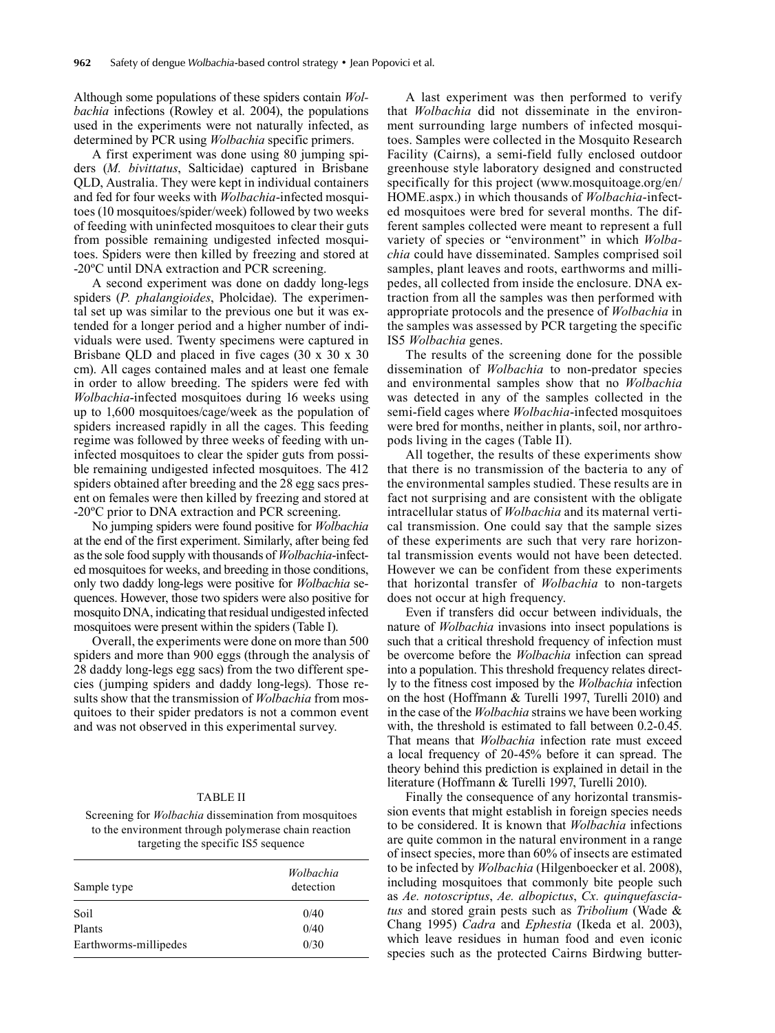Although some populations of these spiders contain *Wolbachia* infections (Rowley et al. 2004), the populations used in the experiments were not naturally infected, as determined by PCR using *Wolbachia* specific primers.

A first experiment was done using 80 jumping spiders (*M. bivittatus*, Salticidae) captured in Brisbane QLD, Australia. They were kept in individual containers and fed for four weeks with *Wolbachia*-infected mosquitoes (10 mosquitoes/spider/week) followed by two weeks of feeding with uninfected mosquitoes to clear their guts from possible remaining undigested infected mosquitoes. Spiders were then killed by freezing and stored at -20ºC until DNA extraction and PCR screening.

A second experiment was done on daddy long-legs spiders (*P. phalangioides*, Pholcidae). The experimental set up was similar to the previous one but it was extended for a longer period and a higher number of individuals were used. Twenty specimens were captured in Brisbane QLD and placed in five cages (30 x 30 x 30 cm). All cages contained males and at least one female in order to allow breeding. The spiders were fed with *Wolbachia*-infected mosquitoes during 16 weeks using up to 1,600 mosquitoes/cage/week as the population of spiders increased rapidly in all the cages. This feeding regime was followed by three weeks of feeding with uninfected mosquitoes to clear the spider guts from possible remaining undigested infected mosquitoes. The 412 spiders obtained after breeding and the 28 egg sacs present on females were then killed by freezing and stored at -20ºC prior to DNA extraction and PCR screening.

No jumping spiders were found positive for *Wolbachia* at the end of the first experiment. Similarly, after being fed as the sole food supply with thousands of *Wolbachia*-infected mosquitoes for weeks, and breeding in those conditions, only two daddy long-legs were positive for *Wolbachia* sequences. However, those two spiders were also positive for mosquito DNA, indicating that residual undigested infected mosquitoes were present within the spiders (Table I).

Overall, the experiments were done on more than 500 spiders and more than 900 eggs (through the analysis of 28 daddy long-legs egg sacs) from the two different species (jumping spiders and daddy long-legs). Those results show that the transmission of *Wolbachia* from mosquitoes to their spider predators is not a common event and was not observed in this experimental survey.

TABLE II

Screening for *Wolbachia* dissemination from mosquitoes to the environment through polymerase chain reaction targeting the specific IS5 sequence

| Sample type | *Wolbachia* detection |
|---|---|
| Soil | 0/40 |
| Plants | 0/40 |
| Earthworms-millipedes | 0/30 |

A last experiment was then performed to verify that *Wolbachia* did not disseminate in the environment surrounding large numbers of infected mosquitoes. Samples were collected in the Mosquito Research Facility (Cairns), a semi-field fully enclosed outdoor greenhouse style laboratory designed and constructed specifically for this project (www.mosquitoage.org/en/HOME.aspx.) in which thousands of *Wolbachia*-infected mosquitoes were bred for several months. The different samples collected were meant to represent a full variety of species or "environment" in which *Wolbachia* could have disseminated. Samples comprised soil samples, plant leaves and roots, earthworms and millipedes, all collected from inside the enclosure. DNA extraction from all the samples was then performed with appropriate protocols and the presence of *Wolbachia* in the samples was assessed by PCR targeting the specific IS5 *Wolbachia* genes.

The results of the screening done for the possible dissemination of *Wolbachia* to non-predator species and environmental samples show that no *Wolbachia* was detected in any of the samples collected in the semi-field cages where *Wolbachia*-infected mosquitoes were bred for months, neither in plants, soil, nor arthropods living in the cages (Table II).

All together, the results of these experiments show that there is no transmission of the bacteria to any of the environmental samples studied. These results are in fact not surprising and are consistent with the obligate intracellular status of *Wolbachia* and its maternal vertical transmission. One could say that the sample sizes of these experiments are such that very rare horizontal transmission events would not have been detected. However we can be confident from these experiments that horizontal transfer of *Wolbachia* to non-targets does not occur at high frequency.

Even if transfers did occur between individuals, the nature of *Wolbachia* invasions into insect populations is such that a critical threshold frequency of infection must be overcome before the *Wolbachia* infection can spread into a population. This threshold frequency relates directly to the fitness cost imposed by the *Wolbachia* infection on the host (Hoffmann & Turelli 1997, Turelli 2010) and in the case of the *Wolbachia* strains we have been working with, the threshold is estimated to fall between 0.2-0.45. That means that *Wolbachia* infection rate must exceed a local frequency of 20-45% before it can spread. The theory behind this prediction is explained in detail in the literature (Hoffmann & Turelli 1997, Turelli 2010).

Finally the consequence of any horizontal transmission events that might establish in foreign species needs to be considered. It is known that *Wolbachia* infections are quite common in the natural environment in a range of insect species, more than 60% of insects are estimated to be infected by *Wolbachia* (Hilgenboecker et al. 2008), including mosquitoes that commonly bite people such as *Ae. notoscriptus*, *Ae. albopictus*, *Cx. quinquefasciatus* and stored grain pests such as *Tribolium* (Wade & Chang 1995) *Cadra* and *Ephestia* (Ikeda et al. 2003), which leave residues in human food and even iconic species such as the protected Cairns Birdwing butter-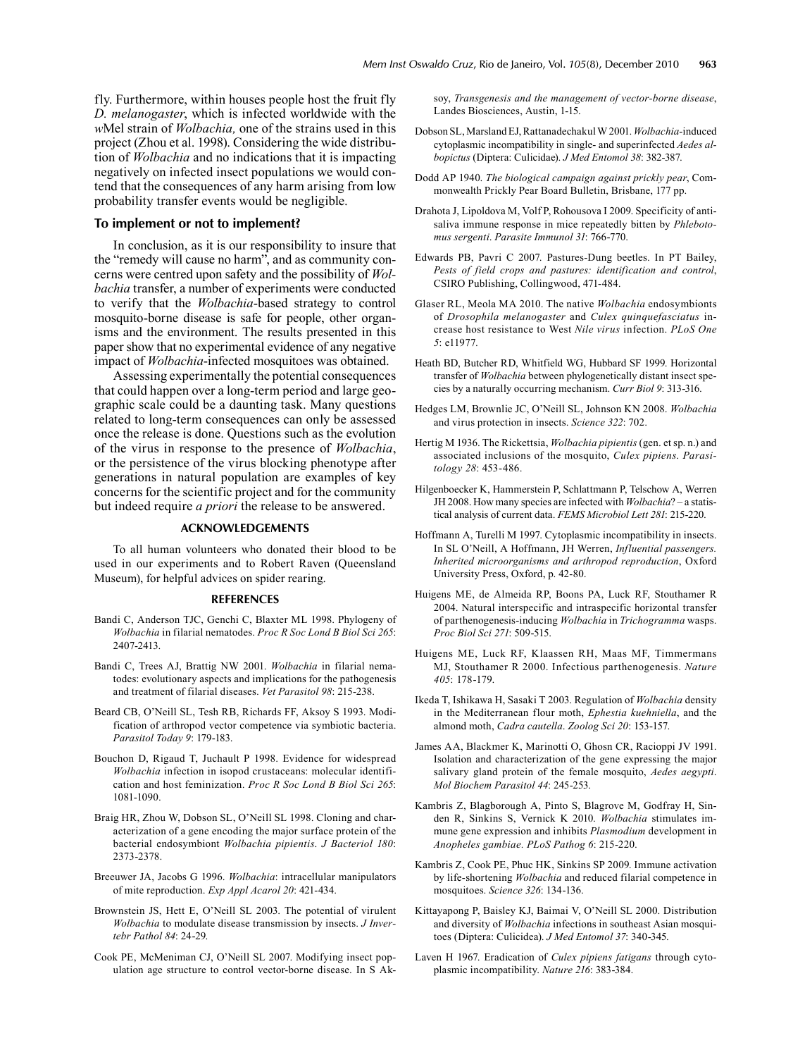fly. Furthermore, within houses people host the fruit fly *D. melanogaster*, which is infected worldwide with the *w*Mel strain of *Wolbachia,* one of the strains used in this project (Zhou et al. 1998). Considering the wide distribution of *Wolbachia* and no indications that it is impacting negatively on infected insect populations we would contend that the consequences of any harm arising from low probability transfer events would be negligible.

### To implement or not to implement?

In conclusion, as it is our responsibility to insure that the "remedy will cause no harm", and as community concerns were centred upon safety and the possibility of *Wolbachia* transfer, a number of experiments were conducted to verify that the *Wolbachia*-based strategy to control mosquito-borne disease is safe for people, other organisms and the environment. The results presented in this paper show that no experimental evidence of any negative impact of *Wolbachia*-infected mosquitoes was obtained.

Assessing experimentally the potential consequences that could happen over a long-term period and large geographic scale could be a daunting task. Many questions related to long-term consequences can only be assessed once the release is done. Questions such as the evolution of the virus in response to the presence of *Wolbachia*, or the persistence of the virus blocking phenotype after generations in natural population are examples of key concerns for the scientific project and for the community but indeed require *a priori* the release to be answered.

## ACKNOWLEDGEMENTS

To all human volunteers who donated their blood to be used in our experiments and to Robert Raven (Queensland Museum), for helpful advices on spider rearing.

## REFERENCES

Bandi C, Anderson TJC, Genchi C, Blaxter ML 1998. Phylogeny of *Wolbachia* in filarial nematodes. *Proc R Soc Lond B Biol Sci 265*: 2407-2413.

Bandi C, Trees AJ, Brattig NW 2001. *Wolbachia* in filarial nematodes: evolutionary aspects and implications for the pathogenesis and treatment of filarial diseases. *Vet Parasitol 98*: 215-238.

Beard CB, O'Neill SL, Tesh RB, Richards FF, Aksoy S 1993. Modification of arthropod vector competence via symbiotic bacteria. *Parasitol Today 9*: 179-183.

Bouchon D, Rigaud T, Juchault P 1998. Evidence for widespread *Wolbachia* infection in isopod crustaceans: molecular identification and host feminization. *Proc R Soc Lond B Biol Sci 265*: 1081-1090.

Braig HR, Zhou W, Dobson SL, O'Neill SL 1998. Cloning and characterization of a gene encoding the major surface protein of the bacterial endosymbiont *Wolbachia pipientis*. *J Bacteriol 180*: 2373-2378.

Breeuwer JA, Jacobs G 1996. *Wolbachia*: intracellular manipulators of mite reproduction. *Exp Appl Acarol 20*: 421-434.

Brownstein JS, Hett E, O'Neill SL 2003. The potential of virulent *Wolbachia* to modulate disease transmission by insects. *J Invertebr Pathol 84*: 24-29.

Cook PE, McMeniman CJ, O'Neill SL 2007. Modifying insect population age structure to control vector-borne disease. In S Aksoy, *Transgenesis and the management of vector-borne disease*, Landes Biosciences, Austin, 1-15.

Dobson SL, Marsland EJ, Rattanadechakul W 2001. *Wolbachia*-induced cytoplasmic incompatibility in single- and superinfected *Aedes albopictus* (Diptera: Culicidae). *J Med Entomol 38*: 382-387.

Dodd AP 1940. *The biological campaign against prickly pear*, Commonwealth Prickly Pear Board Bulletin, Brisbane, 177 pp.

Drahota J, Lipoldova M, Volf P, Rohousova I 2009. Specificity of antisaliva immune response in mice repeatedly bitten by *Phlebotomus sergenti*. *Parasite Immunol 31*: 766-770.

Edwards PB, Pavri C 2007. Pastures-Dung beetles. In PT Bailey, *Pests of field crops and pastures: identification and control*, CSIRO Publishing, Collingwood, 471-484.

Glaser RL, Meola MA 2010. The native *Wolbachia* endosymbionts of *Drosophila melanogaster* and *Culex quinquefasciatus* increase host resistance to West *Nile virus* infection. *PLoS One 5*: e11977.

Heath BD, Butcher RD, Whitfield WG, Hubbard SF 1999. Horizontal transfer of *Wolbachia* between phylogenetically distant insect species by a naturally occurring mechanism. *Curr Biol 9*: 313-316.

Hedges LM, Brownlie JC, O'Neill SL, Johnson KN 2008. *Wolbachia* and virus protection in insects. *Science 322*: 702.

Hertig M 1936. The Rickettsia, *Wolbachia pipientis* (gen. et sp. n.) and associated inclusions of the mosquito, *Culex pipiens*. *Parasitology 28*: 453-486.

Hilgenboecker K, Hammerstein P, Schlattmann P, Telschow A, Werren JH 2008. How many species are infected with *Wolbachia*? – a statistical analysis of current data. *FEMS Microbiol Lett 281*: 215-220.

Hoffmann A, Turelli M 1997. Cytoplasmic incompatibility in insects. In SL O'Neill, A Hoffmann, JH Werren, *Influential passengers. Inherited microorganisms and arthropod reproduction*, Oxford University Press, Oxford, p. 42-80.

Huigens ME, de Almeida RP, Boons PA, Luck RF, Stouthamer R 2004. Natural interspecific and intraspecific horizontal transfer of parthenogenesis-inducing *Wolbachia* in *Trichogramma* wasps. *Proc Biol Sci 271*: 509-515.

Huigens ME, Luck RF, Klaassen RH, Maas MF, Timmermans MJ, Stouthamer R 2000. Infectious parthenogenesis. *Nature 405*: 178-179.

Ikeda T, Ishikawa H, Sasaki T 2003. Regulation of *Wolbachia* density in the Mediterranean flour moth, *Ephestia kuehniella*, and the almond moth, *Cadra cautella*. *Zoolog Sci 20*: 153-157.

James AA, Blackmer K, Marinotti O, Ghosn CR, Racioppi JV 1991. Isolation and characterization of the gene expressing the major salivary gland protein of the female mosquito, *Aedes aegypti*. *Mol Biochem Parasitol 44*: 245-253.

Kambris Z, Blagborough A, Pinto S, Blagrove M, Godfray H, Sinden R, Sinkins S, Vernick K 2010. *Wolbachia* stimulates immune gene expression and inhibits *Plasmodium* development in *Anopheles gambiae*. *PLoS Pathog 6*: 215-220.

Kambris Z, Cook PE, Phuc HK, Sinkins SP 2009. Immune activation by life-shortening *Wolbachia* and reduced filarial competence in mosquitoes. *Science 326*: 134-136.

Kittayapong P, Baisley KJ, Baimai V, O'Neill SL 2000. Distribution and diversity of *Wolbachia* infections in southeast Asian mosquitoes (Diptera: Culicidea). *J Med Entomol 37*: 340-345.

Laven H 1967. Eradication of *Culex pipiens fatigans* through cytoplasmic incompatibility. *Nature 216*: 383-384.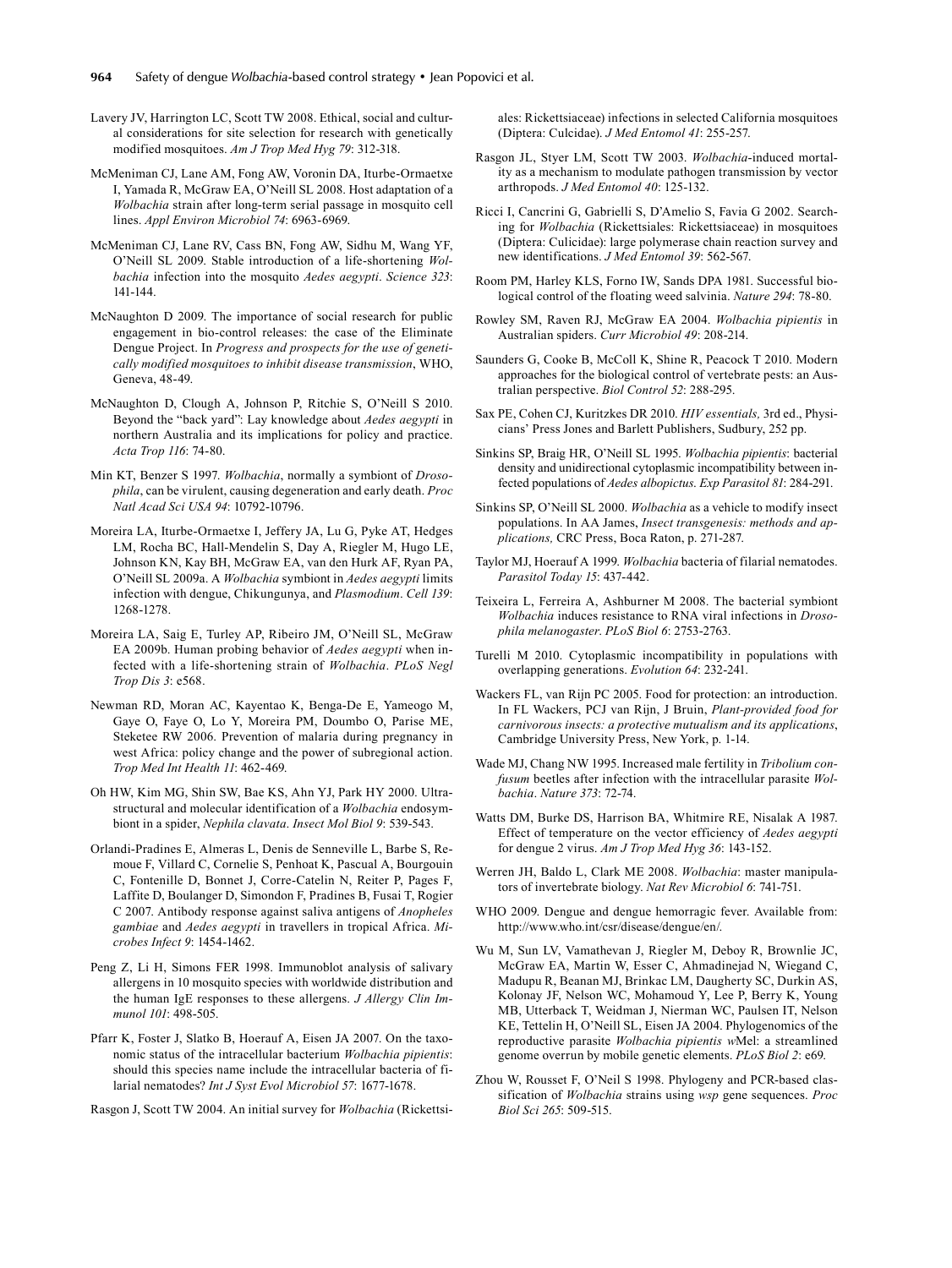Lavery JV, Harrington LC, Scott TW 2008. Ethical, social and cultural considerations for site selection for research with genetically modified mosquitoes. *Am J Trop Med Hyg 79*: 312-318.

McMeniman CJ, Lane AM, Fong AW, Voronin DA, Iturbe-Ormaetxe I, Yamada R, McGraw EA, O'Neill SL 2008. Host adaptation of a *Wolbachia* strain after long-term serial passage in mosquito cell lines. *Appl Environ Microbiol 74*: 6963-6969.

McMeniman CJ, Lane RV, Cass BN, Fong AW, Sidhu M, Wang YF, O'Neill SL 2009. Stable introduction of a life-shortening *Wolbachia* infection into the mosquito *Aedes aegypti*. *Science 323*: 141-144.

McNaughton D 2009. The importance of social research for public engagement in bio-control releases: the case of the Eliminate Dengue Project. In *Progress and prospects for the use of genetically modified mosquitoes to inhibit disease transmission*, WHO, Geneva, 48-49.

McNaughton D, Clough A, Johnson P, Ritchie S, O'Neill S 2010. Beyond the "back yard": Lay knowledge about *Aedes aegypti* in northern Australia and its implications for policy and practice. *Acta Trop 116*: 74-80.

Min KT, Benzer S 1997. *Wolbachia*, normally a symbiont of *Drosophila*, can be virulent, causing degeneration and early death. *Proc Natl Acad Sci USA 94*: 10792-10796.

Moreira LA, Iturbe-Ormaetxe I, Jeffery JA, Lu G, Pyke AT, Hedges LM, Rocha BC, Hall-Mendelin S, Day A, Riegler M, Hugo LE, Johnson KN, Kay BH, McGraw EA, van den Hurk AF, Ryan PA, O'Neill SL 2009a. A *Wolbachia* symbiont in *Aedes aegypti* limits infection with dengue, Chikungunya, and *Plasmodium*. *Cell 139*: 1268-1278.

Moreira LA, Saig E, Turley AP, Ribeiro JM, O'Neill SL, McGraw EA 2009b. Human probing behavior of *Aedes aegypti* when infected with a life-shortening strain of *Wolbachia*. *PLoS Negl Trop Dis 3*: e568.

Newman RD, Moran AC, Kayentao K, Benga-De E, Yameogo M, Gaye O, Faye O, Lo Y, Moreira PM, Doumbo O, Parise ME, Steketee RW 2006. Prevention of malaria during pregnancy in west Africa: policy change and the power of subregional action. *Trop Med Int Health 11*: 462-469.

Oh HW, Kim MG, Shin SW, Bae KS, Ahn YJ, Park HY 2000. Ultrastructural and molecular identification of a *Wolbachia* endosymbiont in a spider, *Nephila clavata*. *Insect Mol Biol 9*: 539-543.

Orlandi-Pradines E, Almeras L, Denis de Senneville L, Barbe S, Remoue F, Villard C, Cornelie S, Penhoat K, Pascual A, Bourgouin C, Fontenille D, Bonnet J, Corre-Catelin N, Reiter P, Pages F, Laffite D, Boulanger D, Simondon F, Pradines B, Fusai T, Rogier C 2007. Antibody response against saliva antigens of *Anopheles gambiae* and *Aedes aegypti* in travellers in tropical Africa. *Microbes Infect 9*: 1454-1462.

Peng Z, Li H, Simons FER 1998. Immunoblot analysis of salivary allergens in 10 mosquito species with worldwide distribution and the human IgE responses to these allergens. *J Allergy Clin Immunol 101*: 498-505.

Pfarr K, Foster J, Slatko B, Hoerauf A, Eisen JA 2007. On the taxonomic status of the intracellular bacterium *Wolbachia pipientis*: should this species name include the intracellular bacteria of filarial nematodes? *Int J Syst Evol Microbiol 57*: 1677-1678.

Rasgon J, Scott TW 2004. An initial survey for *Wolbachia* (Rickettsiales: Rickettsiaceae) infections in selected California mosquitoes (Diptera: Culcidae). *J Med Entomol 41*: 255-257.

Rasgon JL, Styer LM, Scott TW 2003. *Wolbachia*-induced mortality as a mechanism to modulate pathogen transmission by vector arthropods. *J Med Entomol 40*: 125-132.

Ricci I, Cancrini G, Gabrielli S, D'Amelio S, Favia G 2002. Searching for *Wolbachia* (Rickettsiales: Rickettsiaceae) in mosquitoes (Diptera: Culicidae): large polymerase chain reaction survey and new identifications. *J Med Entomol 39*: 562-567.

Room PM, Harley KLS, Forno IW, Sands DPA 1981. Successful biological control of the floating weed salvinia. *Nature 294*: 78-80.

Rowley SM, Raven RJ, McGraw EA 2004. *Wolbachia pipientis* in Australian spiders. *Curr Microbiol 49*: 208-214.

Saunders G, Cooke B, McColl K, Shine R, Peacock T 2010. Modern approaches for the biological control of vertebrate pests: an Australian perspective. *Biol Control 52*: 288-295.

Sax PE, Cohen CJ, Kuritzkes DR 2010. *HIV essentials,* 3rd ed., Physicians' Press Jones and Barlett Publishers, Sudbury, 252 pp.

Sinkins SP, Braig HR, O'Neill SL 1995. *Wolbachia pipientis*: bacterial density and unidirectional cytoplasmic incompatibility between infected populations of *Aedes albopictus*. *Exp Parasitol 81*: 284-291.

Sinkins SP, O'Neill SL 2000. *Wolbachia* as a vehicle to modify insect populations. In AA James, *Insect transgenesis: methods and applications,* CRC Press, Boca Raton, p. 271-287.

Taylor MJ, Hoerauf A 1999. *Wolbachia* bacteria of filarial nematodes. *Parasitol Today 15*: 437-442.

Teixeira L, Ferreira A, Ashburner M 2008. The bacterial symbiont *Wolbachia* induces resistance to RNA viral infections in *Drosophila melanogaster*. *PLoS Biol 6*: 2753-2763.

Turelli M 2010. Cytoplasmic incompatibility in populations with overlapping generations. *Evolution 64*: 232-241.

Wackers FL, van Rijn PC 2005. Food for protection: an introduction. In FL Wackers, PCJ van Rijn, J Bruin, *Plant-provided food for carnivorous insects: a protective mutualism and its applications*, Cambridge University Press, New York, p. 1-14.

Wade MJ, Chang NW 1995. Increased male fertility in *Tribolium confusum* beetles after infection with the intracellular parasite *Wolbachia*. *Nature 373*: 72-74.

Watts DM, Burke DS, Harrison BA, Whitmire RE, Nisalak A 1987. Effect of temperature on the vector efficiency of *Aedes aegypti* for dengue 2 virus. *Am J Trop Med Hyg 36*: 143-152.

Werren JH, Baldo L, Clark ME 2008. *Wolbachia*: master manipulators of invertebrate biology. *Nat Rev Microbiol 6*: 741-751.

WHO 2009. Dengue and dengue hemorragic fever. Available from: http://www.who.int/csr/disease/dengue/en/.

Wu M, Sun LV, Vamathevan J, Riegler M, Deboy R, Brownlie JC, McGraw EA, Martin W, Esser C, Ahmadinejad N, Wiegand C, Madupu R, Beanan MJ, Brinkac LM, Daugherty SC, Durkin AS, Kolonay JF, Nelson WC, Mohamoud Y, Lee P, Berry K, Young MB, Utterback T, Weidman J, Nierman WC, Paulsen IT, Nelson KE, Tettelin H, O'Neill SL, Eisen JA 2004. Phylogenomics of the reproductive parasite *Wolbachia pipientis w*Mel: a streamlined genome overrun by mobile genetic elements. *PLoS Biol 2*: e69.

Zhou W, Rousset F, O'Neil S 1998. Phylogeny and PCR-based classification of *Wolbachia* strains using *wsp* gene sequences. *Proc Biol Sci 265*: 509-515.